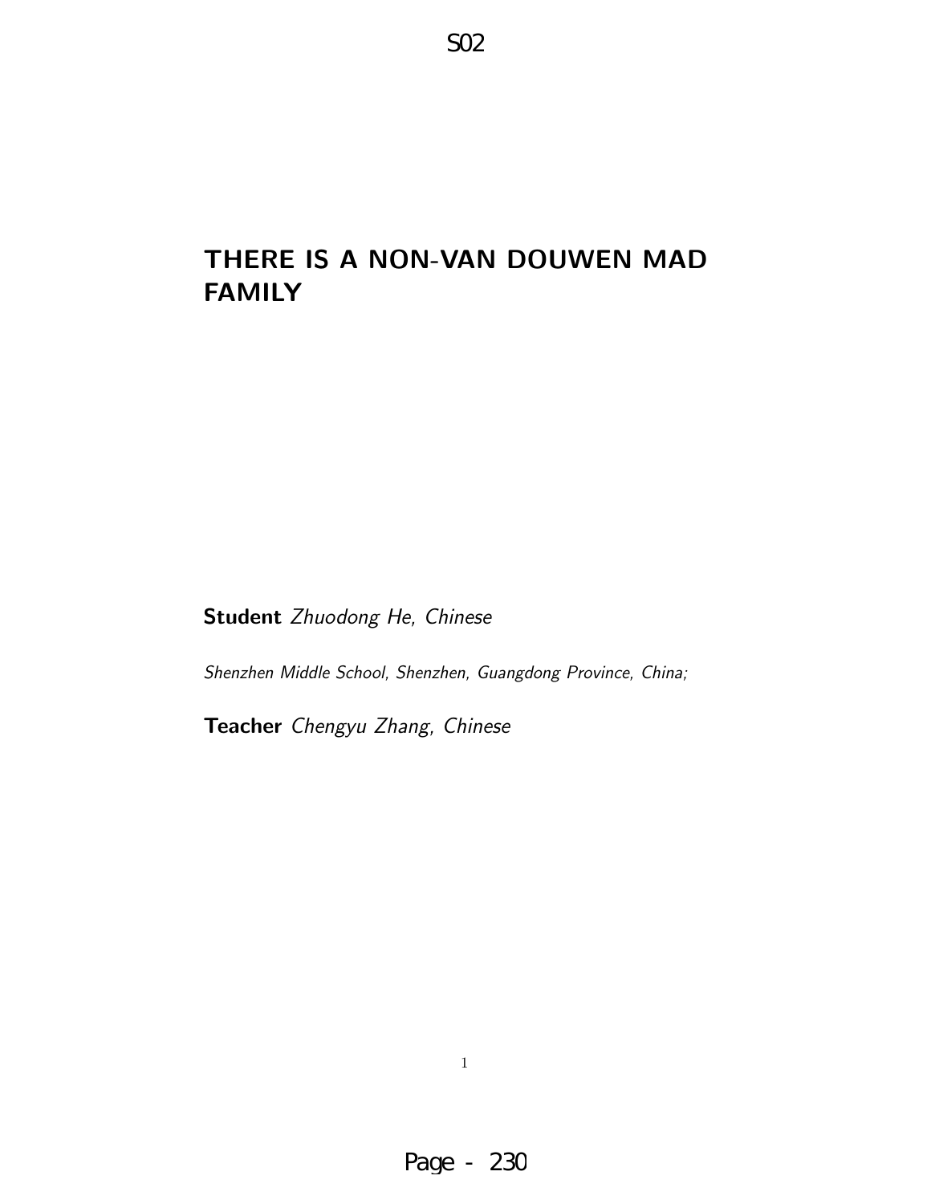# THERE IS A NON-VAN DOUWEN MAD FAMILY

**Student** *Zhuodong He, Chinese*

*Shenzhen Middle School, Shenzhen, Guangdong Province, China;*

**Teacher** *Chengyu Zhang, Chinese*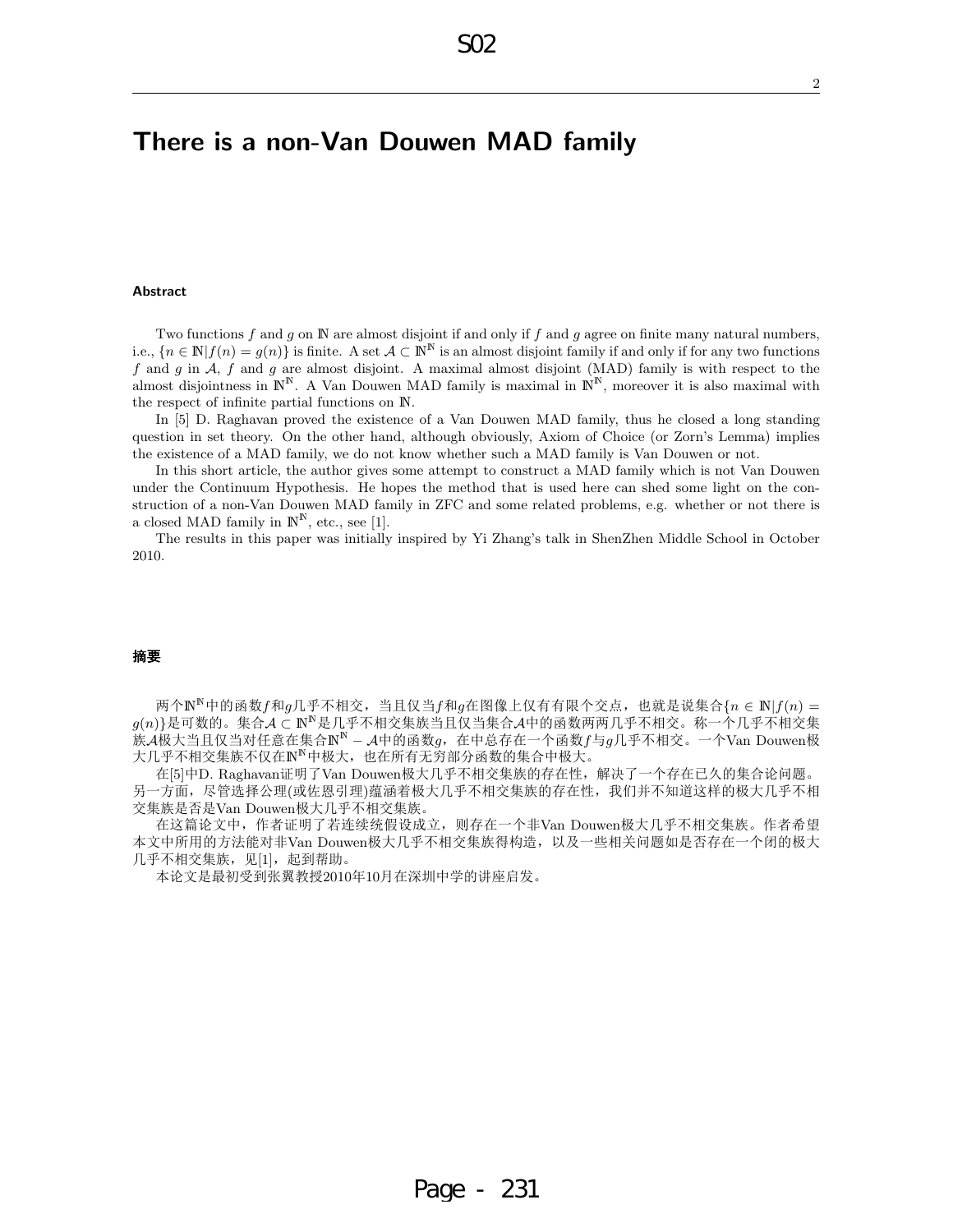# There is a non-Van Douwen MAD family

### Abstract

Two functions $f$ and $g$ on $\mathbb{N}$ are almost disjoint if and only if $f$ and $g$ agree on finite many natural numbers, i.e., $\{n \in \mathbb{N} | f(n) = g(n)\}$ is finite. A set $\mathcal{A} \subset \mathbb{N}^{\mathbb{N}}$ is an almost disjoint family if and only if for any two functions $f$ and $g$ in $\mathcal{A}$, $f$ and $g$ are almost disjoint. A maximal almost disjoint (MAD) family is with respect to the almost disjointness in $\mathbb{N}^{\mathbb{N}}$. A Van Douwen MAD family is maximal in $\mathbb{N}^{\mathbb{N}}$, moreover it is also maximal with the respect of infinite partial functions on $\mathbb{N}$.

In [5] D. Raghavan proved the existence of a Van Douwen MAD family, thus he closed a long standing question in set theory. On the other hand, although obviously, Axiom of Choice (or Zorn's Lemma) implies the existence of a MAD family, we do not know whether such a MAD family is Van Douwen or not.

In this short article, the author gives some attempt to construct a MAD family which is not Van Douwen under the Continuum Hypothesis. He hopes the method that is used here can shed some light on the construction of a non-Van Douwen MAD family in ZFC and some related problems, e.g. whether or not there is a closed MAD family in $\mathbb{N}^{\mathbb{N}}$, etc., see [1].

The results in this paper was initially inspired by Yi Zhang's talk in ShenZhen Middle School in October 2010.

### 摘要

两个$\mathbb{N}^{\mathbb{N}}$中的函数$f$和$g$几乎不相交，当且仅当$f$和$g$在图像上仅有有限个交点，也就是说集合$\{n \in \mathbb{N} | f(n) = g(n)\}$是可数的。集合$\mathcal{A} \subset \mathbb{N}^{\mathbb{N}}$是几乎不相交集族当且仅当集合$\mathcal{A}$中的函数两两几乎不相交。称一个几乎不相交集族$\mathcal{A}$极大当且仅当对任意在集合$\mathbb{N}^{\mathbb{N}} - \mathcal{A}$中的函数$g$，在中总存在一个函数$f$与$g$几乎不相交。一个Van Douwen极大几乎不相交集族不仅在$\mathbb{N}^{\mathbb{N}}$中极大，也在所有无穷部分函数的集合中极大。

在[5]中D. Raghavan证明了Van Douwen极大几乎不相交集族的存在性，解决了一个存在已久的集合论问题。另一方面，尽管选择公理(或佐恩引理)蕴涵着极大几乎不相交集族的存在性，我们并不知道这样的极大几乎不相交集族是否是Van Douwen极大几乎不相交集族。

在这篇论文中，作者证明了若连续统假设成立，则存在一个非Van Douwen极大几乎不相交集族。作者希望本文中所用的方法能对非Van Douwen极大几乎不相交集族得构造，以及一些相关问题如是否存在一个闭的极大几乎不相交集族，见[1]，起到帮助。

本论文是最初受到张翼教授2010年10月在深圳中学的讲座启发。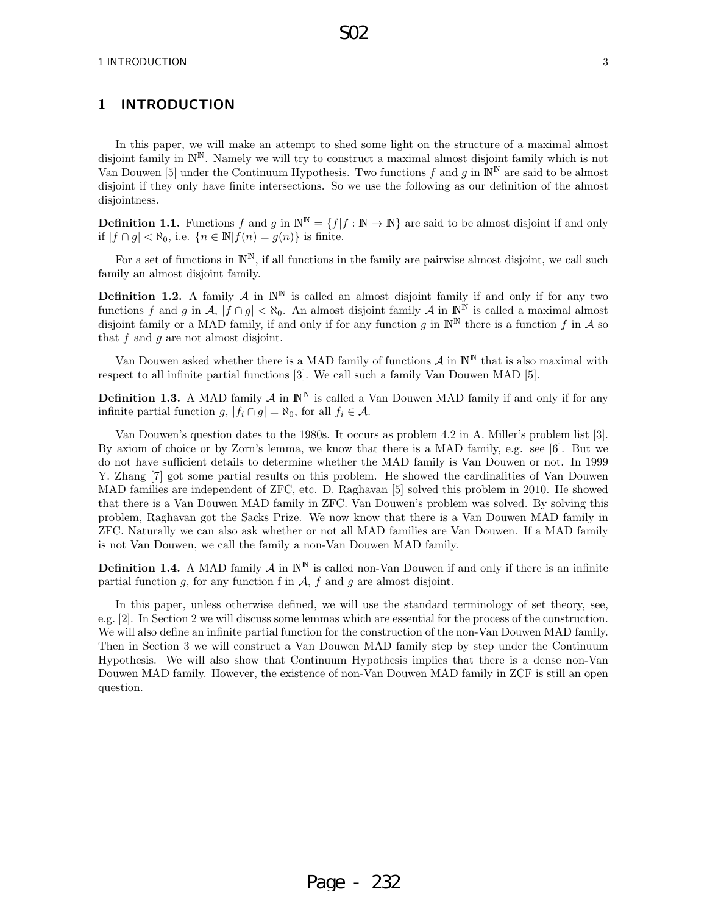# 1 INTRODUCTION

In this paper, we will make an attempt to shed some light on the structure of a maximal almost disjoint family in $\mathbb{N}^\mathbb{N}$. Namely we will try to construct a maximal almost disjoint family which is not Van Douwen [5] under the Continuum Hypothesis. Two functions $f$ and $g$ in $\mathbb{N}^\mathbb{N}$ are said to be almost disjoint if they only have finite intersections. So we use the following as our definition of the almost disjointness.

**Definition 1.1.** Functions $f$ and $g$ in $\mathbb{N}^\mathbb{N} = \{f | f : \mathbb{N} \to \mathbb{N}\}$ are said to be almost disjoint if and only if $|f \cap g| < \aleph_0$, i.e. $\{n \in \mathbb{N} | f(n) = g(n)\}$ is finite.

For a set of functions in $\mathbb{N}^\mathbb{N}$, if all functions in the family are pairwise almost disjoint, we call such family an almost disjoint family.

**Definition 1.2.** A family $\mathcal{A}$ in $\mathbb{N}^\mathbb{N}$ is called an almost disjoint family if and only if for any two functions $f$ and $g$ in $\mathcal{A}$, $|f \cap g| < \aleph_0$. An almost disjoint family $\mathcal{A}$ in $\mathbb{N}^\mathbb{N}$ is called a maximal almost disjoint family or a MAD family, if and only if for any function $g$ in $\mathbb{N}^\mathbb{N}$ there is a function $f$ in $\mathcal{A}$ so that $f$ and $g$ are not almost disjoint.

Van Douwen asked whether there is a MAD family of functions $\mathcal{A}$ in $\mathbb{N}^\mathbb{N}$ that is also maximal with respect to all infinite partial functions [3]. We call such a family Van Douwen MAD [5].

**Definition 1.3.** A MAD family $\mathcal{A}$ in $\mathbb{N}^\mathbb{N}$ is called a Van Douwen MAD family if and only if for any infinite partial function $g$, $|f_i \cap g| = \aleph_0$, for all $f_i \in \mathcal{A}$.

Van Douwen's question dates to the 1980s. It occurs as problem 4.2 in A. Miller's problem list [3]. By axiom of choice or by Zorn's lemma, we know that there is a MAD family, e.g. see [6]. But we do not have sufficient details to determine whether the MAD family is Van Douwen or not. In 1999 Y. Zhang [7] got some partial results on this problem. He showed the cardinalities of Van Douwen MAD families are independent of ZFC, etc. D. Raghavan [5] solved this problem in 2010. He showed that there is a Van Douwen MAD family in ZFC. Van Douwen's problem was solved. By solving this problem, Raghavan got the Sacks Prize. We now know that there is a Van Douwen MAD family in ZFC. Naturally we can also ask whether or not all MAD families are Van Douwen. If a MAD family is not Van Douwen, we call the family a non-Van Douwen MAD family.

**Definition 1.4.** A MAD family $\mathcal{A}$ in $\mathbb{N}^\mathbb{N}$ is called non-Van Douwen if and only if there is an infinite partial function $g$, for any function f in $\mathcal{A}$, $f$ and $g$ are almost disjoint.

In this paper, unless otherwise defined, we will use the standard terminology of set theory, see, e.g. [2]. In Section 2 we will discuss some lemmas which are essential for the process of the construction. We will also define an infinite partial function for the construction of the non-Van Douwen MAD family. Then in Section 3 we will construct a Van Douwen MAD family step by step under the Continuum Hypothesis. We will also show that Continuum Hypothesis implies that there is a dense non-Van Douwen MAD family. However, the existence of non-Van Douwen MAD family in ZCF is still an open question.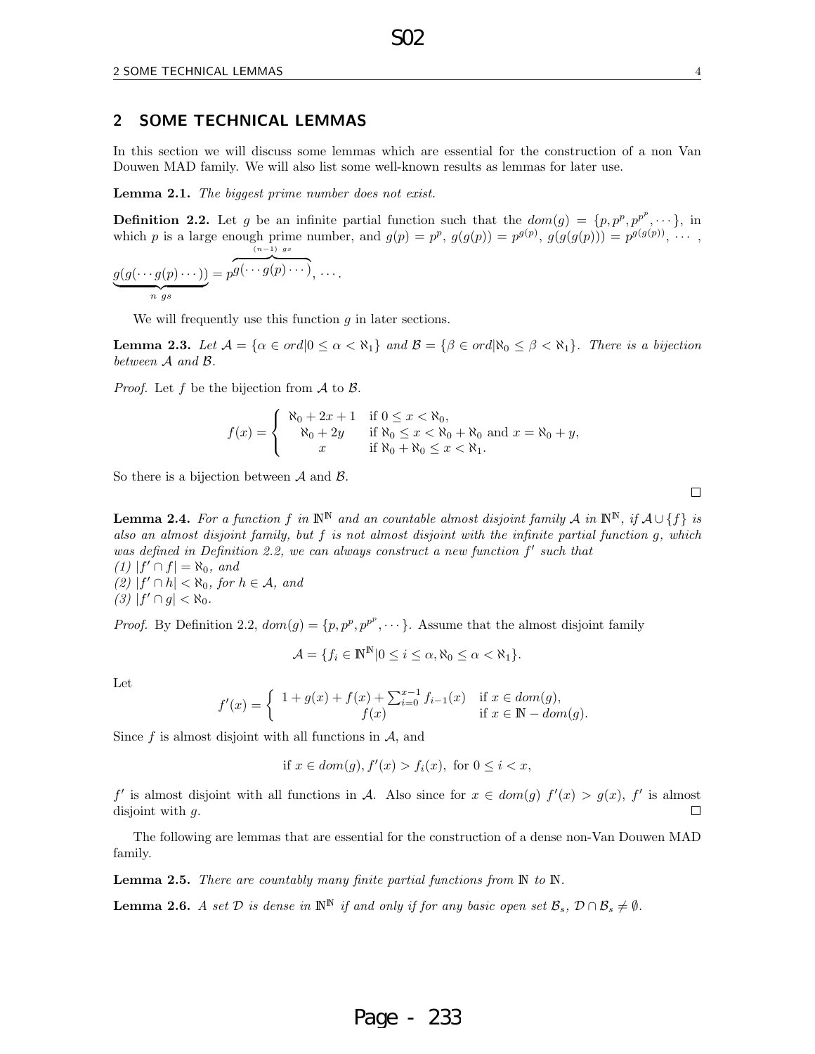## 2 SOME TECHNICAL LEMMAS

In this section we will discuss some lemmas which are essential for the construction of a non Van Douwen MAD family. We will also list some well-known results as lemmas for later use.

**Lemma 2.1.** *The biggest prime number does not exist.*

**Definition 2.2.** Let $g$ be an infinite partial function such that the $dom(g) = \{p, p^p, p^{p^p}, \cdots\}$, in which $p$ is a large enough prime number, and $g(p) = p^p$, $g(g(p)) = p^{g(p)}$, $g(g(g(p))) = p^{g(g(p))}$, $\cdots$ , $\underbrace{g(g(\cdots g(p)\cdots))}_{n\ gs} = p^{\overbrace{g(\cdots g(p)\cdots)}^{(n-1)\ gs}}$, $\cdots$.

We will frequently use this function $g$ in later sections.

**Lemma 2.3.** *Let $\mathcal{A} = \{\alpha \in ord | 0 \leq \alpha < \aleph_1\}$ and $\mathcal{B} = \{\beta \in ord | \aleph_0 \leq \beta < \aleph_1\}$. There is a bijection between $\mathcal{A}$ and $\mathcal{B}$.*

*Proof.* Let $f$ be the bijection from $\mathcal{A}$ to $\mathcal{B}$.

$$f(x) = \begin{cases} \aleph_0 + 2x + 1 & \text{if } 0 \leq x < \aleph_0, \\ \aleph_0 + 2y & \text{if } \aleph_0 \leq x < \aleph_0 + \aleph_0 \text{ and } x = \aleph_0 + y, \\ x & \text{if } \aleph_0 + \aleph_0 \leq x < \aleph_1. \end{cases}$$

So there is a bijection between $\mathcal{A}$ and $\mathcal{B}$. □

**Lemma 2.4.** *For a function $f$ in $\mathbb{N}^{\mathbb{N}}$ and an countable almost disjoint family $\mathcal{A}$ in $\mathbb{N}^{\mathbb{N}}$, if $\mathcal{A} \cup \{f\}$ is also an almost disjoint family, but $f$ is not almost disjoint with the infinite partial function $g$, which was defined in Definition 2.2, we can always construct a new function $f'$ such that*
*(1) $|f' \cap f| = \aleph_0$, and*
*(2) $|f' \cap h| < \aleph_0$, for $h \in \mathcal{A}$, and*
*(3) $|f' \cap g| < \aleph_0$.*

*Proof.* By Definition 2.2, $dom(g) = \{p, p^p, p^{p^p}, \cdots\}$. Assume that the almost disjoint family

$$\mathcal{A} = \{f_i \in \mathbb{N}^{\mathbb{N}} | 0 \leq i \leq \alpha, \aleph_0 \leq \alpha < \aleph_1\}.$$

Let

$$f'(x) = \begin{cases} 1 + g(x) + f(x) + \sum_{i=0}^{x-1} f_{i-1}(x) & \text{if } x \in dom(g), \\ f(x) & \text{if } x \in \mathbb{N} - dom(g). \end{cases}$$

Since $f$ is almost disjoint with all functions in $\mathcal{A}$, and

$$\text{if } x \in dom(g), f'(x) > f_i(x), \text{ for } 0 \leq i < x,$$

$f'$ is almost disjoint with all functions in $\mathcal{A}$. Also since for $x \in dom(g)$ $f'(x) > g(x)$, $f'$ is almost disjoint with $g$. □

The following are lemmas that are essential for the construction of a dense non-Van Douwen MAD family.

**Lemma 2.5.** *There are countably many finite partial functions from $\mathbb{N}$ to $\mathbb{N}$.*

**Lemma 2.6.** *A set $\mathcal{D}$ is dense in $\mathbb{N}^{\mathbb{N}}$ if and only if for any basic open set $\mathcal{B}_s$, $\mathcal{D} \cap \mathcal{B}_s \neq \emptyset$.*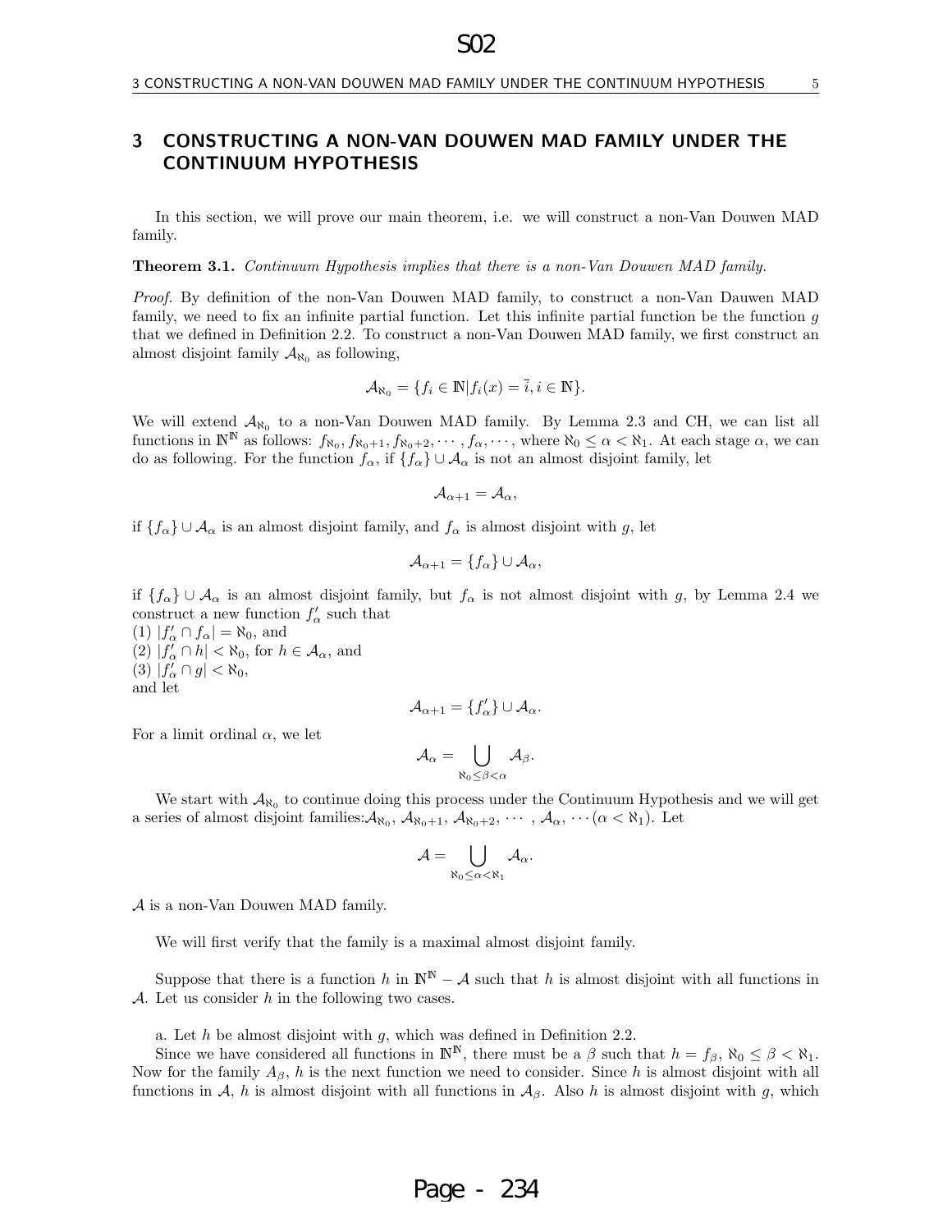## 3 CONSTRUCTING A NON-VAN DOUWEN MAD FAMILY UNDER THE CONTINUUM HYPOTHESIS

In this section, we will prove our main theorem, i.e. we will construct a non-Van Douwen MAD family.

**Theorem 3.1.** *Continuum Hypothesis implies that there is a non-Van Douwen MAD family.*

*Proof.* By definition of the non-Van Douwen MAD family, to construct a non-Van Dauwen MAD family, we need to fix an infinite partial function. Let this infinite partial function be the function $g$ that we defined in Definition 2.2. To construct a non-Van Douwen MAD family, we first construct an almost disjoint family $\mathcal{A}_{\aleph_0}$ as following,

$$\mathcal{A}_{\aleph_0} = \{f_i \in \mathbb{N} | f_i(x) = \bar{i}, i \in \mathbb{N}\}.$$

We will extend $\mathcal{A}_{\aleph_0}$ to a non-Van Douwen MAD family. By Lemma 2.3 and CH, we can list all functions in $\mathbb{N}^{\mathbb{N}}$ as follows: $f_{\aleph_0}, f_{\aleph_0+1}, f_{\aleph_0+2}, \cdots, f_\alpha, \cdots$, where $\aleph_0 \leq \alpha < \aleph_1$. At each stage $\alpha$, we can do as following. For the function $f_\alpha$, if $\{f_\alpha\} \cup \mathcal{A}_\alpha$ is not an almost disjoint family, let

$$\mathcal{A}_{\alpha+1} = \mathcal{A}_\alpha,$$

if $\{f_\alpha\} \cup \mathcal{A}_\alpha$ is an almost disjoint family, and $f_\alpha$ is almost disjoint with $g$, let

$$\mathcal{A}_{\alpha+1} = \{f_\alpha\} \cup \mathcal{A}_\alpha,$$

if $\{f_\alpha\} \cup \mathcal{A}_\alpha$ is an almost disjoint family, but $f_\alpha$ is not almost disjoint with $g$, by Lemma 2.4 we construct a new function $f'_\alpha$ such that
(1) $|f'_\alpha \cap f_\alpha| = \aleph_0$, and
(2) $|f'_\alpha \cap h| < \aleph_0$, for $h \in \mathcal{A}_\alpha$, and
(3) $|f'_\alpha \cap g| < \aleph_0$,
and let

$$\mathcal{A}_{\alpha+1} = \{f'_\alpha\} \cup \mathcal{A}_\alpha.$$

For a limit ordinal $\alpha$, we let

$$\mathcal{A}_\alpha = \bigcup_{\aleph_0 \leq \beta < \alpha} \mathcal{A}_\beta.$$

We start with $\mathcal{A}_{\aleph_0}$ to continue doing this process under the Continuum Hypothesis and we will get a series of almost disjoint families:$\mathcal{A}_{\aleph_0}$, $\mathcal{A}_{\aleph_0+1}$, $\mathcal{A}_{\aleph_0+2}$, $\cdots$ , $\mathcal{A}_\alpha$, $\cdots (\alpha < \aleph_1)$. Let

$$\mathcal{A} = \bigcup_{\aleph_0 \leq \alpha < \aleph_1} \mathcal{A}_\alpha.$$

$\mathcal{A}$ is a non-Van Douwen MAD family.

We will first verify that the family is a maximal almost disjoint family.

Suppose that there is a function $h$ in $\mathbb{N}^{\mathbb{N}} - \mathcal{A}$ such that $h$ is almost disjoint with all functions in $\mathcal{A}$. Let us consider $h$ in the following two cases.

a. Let $h$ be almost disjoint with $g$, which was defined in Definition 2.2.
Since we have considered all functions in $\mathbb{N}^{\mathbb{N}}$, there must be a $\beta$ such that $h = f_\beta$, $\aleph_0 \leq \beta < \aleph_1$. Now for the family $A_\beta$, $h$ is the next function we need to consider. Since $h$ is almost disjoint with all functions in $\mathcal{A}$, $h$ is almost disjoint with all functions in $\mathcal{A}_\beta$. Also $h$ is almost disjoint with $g$, which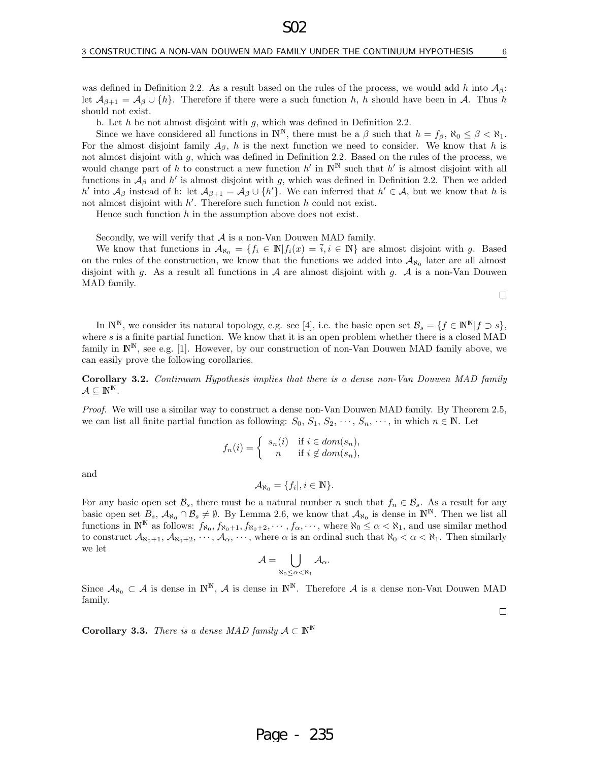was defined in Definition 2.2. As a result based on the rules of the process, we would add $h$ into $\mathcal{A}_\beta$: let $\mathcal{A}_{\beta+1} = \mathcal{A}_\beta \cup \{h\}$. Therefore if there were a such function $h$, $h$ should have been in $\mathcal{A}$. Thus $h$ should not exist.

b. Let $h$ be not almost disjoint with $g$, which was defined in Definition 2.2.

Since we have considered all functions in $\mathbb{N}^\mathbb{N}$, there must be a $\beta$ such that $h = f_\beta$, $\aleph_0 \leq \beta < \aleph_1$. For the almost disjoint family $A_\beta$, $h$ is the next function we need to consider. We know that $h$ is not almost disjoint with $g$, which was defined in Definition 2.2. Based on the rules of the process, we would change part of $h$ to construct a new function $h'$ in $\mathbb{N}^\mathbb{N}$ such that $h'$ is almost disjoint with all functions in $\mathcal{A}_\beta$ and $h'$ is almost disjoint with $g$, which was defined in Definition 2.2. Then we added $h'$ into $\mathcal{A}_\beta$ instead of h: let $\mathcal{A}_{\beta+1} = \mathcal{A}_\beta \cup \{h'\}$. We can inferred that $h' \in \mathcal{A}$, but we know that $h$ is not almost disjoint with $h'$. Therefore such function $h$ could not exist.

Hence such function $h$ in the assumption above does not exist.

Secondly, we will verify that $\mathcal{A}$ is a non-Van Douwen MAD family.

We know that functions in $\mathcal{A}_{\aleph_0} = \{f_i \in \mathbb{N} | f_i(x) = \bar{i}, i \in \mathbb{N}\}$ are almost disjoint with $g$. Based on the rules of the construction, we know that the functions we added into $\mathcal{A}_{\aleph_0}$ later are all almost disjoint with $g$. As a result all functions in $\mathcal{A}$ are almost disjoint with $g$. $\mathcal{A}$ is a non-Van Douwen MAD family.

□

In $\mathbb{N}^\mathbb{N}$, we consider its natural topology, e.g. see [4], i.e. the basic open set $\mathcal{B}_s = \{f \in \mathbb{N}^\mathbb{N} | f \supset s\}$, where $s$ is a finite partial function. We know that it is an open problem whether there is a closed MAD family in $\mathbb{N}^\mathbb{N}$, see e.g. [1]. However, by our construction of non-Van Douwen MAD family above, we can easily prove the following corollaries.

**Corollary 3.2.** *Continuum Hypothesis implies that there is a dense non-Van Douwen MAD family $\mathcal{A} \subseteq \mathbb{N}^\mathbb{N}$.*

*Proof.* We will use a similar way to construct a dense non-Van Douwen MAD family. By Theorem 2.5, we can list all finite partial function as following: $S_0$, $S_1$, $S_2$, $\cdots$, $S_n$, $\cdots$, in which $n \in \mathbb{N}$. Let

$$f_n(i) = \begin{cases} s_n(i) & \text{if } i \in dom(s_n), \\ n & \text{if } i \notin dom(s_n), \end{cases}$$

and

$$\mathcal{A}_{\aleph_0} = \{f_i |, i \in \mathbb{N}\}.$$

For any basic open set $\mathcal{B}_s$, there must be a natural number $n$ such that $f_n \in \mathcal{B}_s$. As a result for any basic open set $B_s$, $\mathcal{A}_{\aleph_0} \cap \mathcal{B}_s \neq \emptyset$. By Lemma 2.6, we know that $\mathcal{A}_{\aleph_0}$ is dense in $\mathbb{N}^\mathbb{N}$. Then we list all functions in $\mathbb{N}^\mathbb{N}$ as follows: $f_{\aleph_0}, f_{\aleph_0+1}, f_{\aleph_0+2}, \cdots, f_\alpha, \cdots$, where $\aleph_0 \leq \alpha < \aleph_1$, and use similar method to construct $\mathcal{A}_{\aleph_0+1}$, $\mathcal{A}_{\aleph_0+2}$, $\cdots$, $\mathcal{A}_\alpha$, $\cdots$, where $\alpha$ is an ordinal such that $\aleph_0 < \alpha < \aleph_1$. Then similarly we let

$$\mathcal{A} = \bigcup_{\aleph_0 \leq \alpha < \aleph_1} \mathcal{A}_\alpha.$$

Since $\mathcal{A}_{\aleph_0} \subset \mathcal{A}$ is dense in $\mathbb{N}^\mathbb{N}$, $\mathcal{A}$ is dense in $\mathbb{N}^\mathbb{N}$. Therefore $\mathcal{A}$ is a dense non-Van Douwen MAD family.

□

**Corollary 3.3.** *There is a dense MAD family $\mathcal{A} \subset \mathbb{N}^\mathbb{N}$*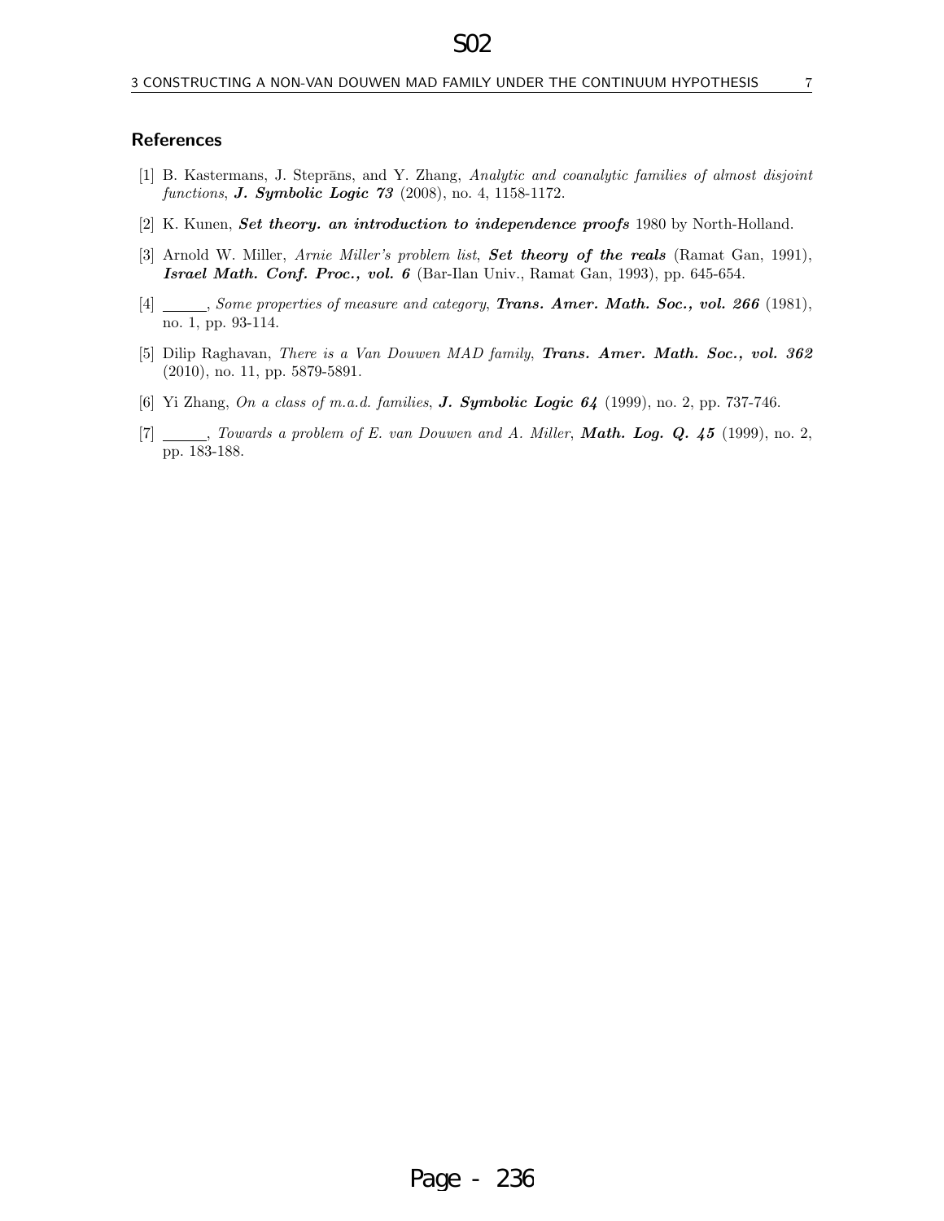## References

[1] B. Kastermans, J. Steprāns, and Y. Zhang, *Analytic and coanalytic families of almost disjoint functions*, ***J. Symbolic Logic 73*** (2008), no. 4, 1158-1172.

[2] K. Kunen, ***Set theory. an introduction to independence proofs*** 1980 by North-Holland.

[3] Arnold W. Miller, *Arnie Miller's problem list*, ***Set theory of the reals*** (Ramat Gan, 1991), ***Israel Math. Conf. Proc., vol. 6*** (Bar-Ilan Univ., Ramat Gan, 1993), pp. 645-654.

[4] ______, *Some properties of measure and category*, ***Trans. Amer. Math. Soc., vol. 266*** (1981), no. 1, pp. 93-114.

[5] Dilip Raghavan, *There is a Van Douwen MAD family*, ***Trans. Amer. Math. Soc., vol. 362*** (2010), no. 11, pp. 5879-5891.

[6] Yi Zhang, *On a class of m.a.d. families*, ***J. Symbolic Logic 64*** (1999), no. 2, pp. 737-746.

[7] ______, *Towards a problem of E. van Douwen and A. Miller*, ***Math. Log. Q. 45*** (1999), no. 2, pp. 183-188.